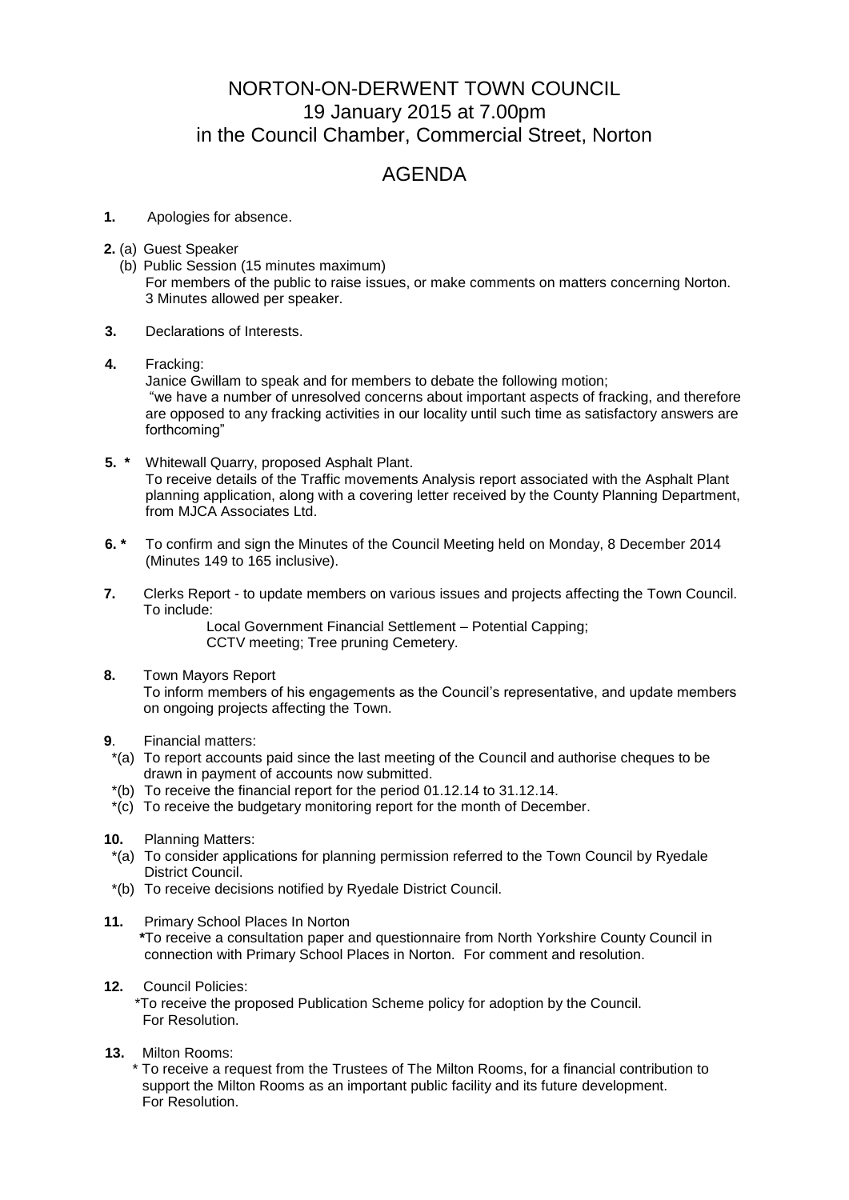# NORTON-ON-DERWENT TOWN COUNCIL

## 19 January 2015 at 7.00pm

## in the Council Chamber, Commercial Street, Norton

# AGENDA

**1.** Apologies for absence.

**2.** (a) Guest Speaker

(b) Public Session (15 minutes maximum)
For members of the public to raise issues, or make comments on matters concerning Norton. 3 Minutes allowed per speaker.

**3.** Declarations of Interests.

**4.** Fracking:
Janice Gwillam to speak and for members to debate the following motion;
"we have a number of unresolved concerns about important aspects of fracking, and therefore are opposed to any fracking activities in our locality until such time as satisfactory answers are forthcoming"

**5. \*** Whitewall Quarry, proposed Asphalt Plant.
To receive details of the Traffic movements Analysis report associated with the Asphalt Plant planning application, along with a covering letter received by the County Planning Department, from MJCA Associates Ltd.

**6. \*** To confirm and sign the Minutes of the Council Meeting held on Monday, 8 December 2014 (Minutes 149 to 165 inclusive).

**7.** Clerks Report - to update members on various issues and projects affecting the Town Council. To include:

Local Government Financial Settlement – Potential Capping;
CCTV meeting; Tree pruning Cemetery.

**8.** Town Mayors Report
To inform members of his engagements as the Council's representative, and update members on ongoing projects affecting the Town.

**9**. Financial matters:

\*(a) To report accounts paid since the last meeting of the Council and authorise cheques to be drawn in payment of accounts now submitted.

\*(b) To receive the financial report for the period 01.12.14 to 31.12.14.

\*(c) To receive the budgetary monitoring report for the month of December.

**10.** Planning Matters:

\*(a) To consider applications for planning permission referred to the Town Council by Ryedale District Council.

\*(b) To receive decisions notified by Ryedale District Council.

**11.** Primary School Places In Norton
**\***To receive a consultation paper and questionnaire from North Yorkshire County Council in connection with Primary School Places in Norton. For comment and resolution.

**12.** Council Policies:
\*To receive the proposed Publication Scheme policy for adoption by the Council. For Resolution.

**13.** Milton Rooms:
\* To receive a request from the Trustees of The Milton Rooms, for a financial contribution to support the Milton Rooms as an important public facility and its future development. For Resolution.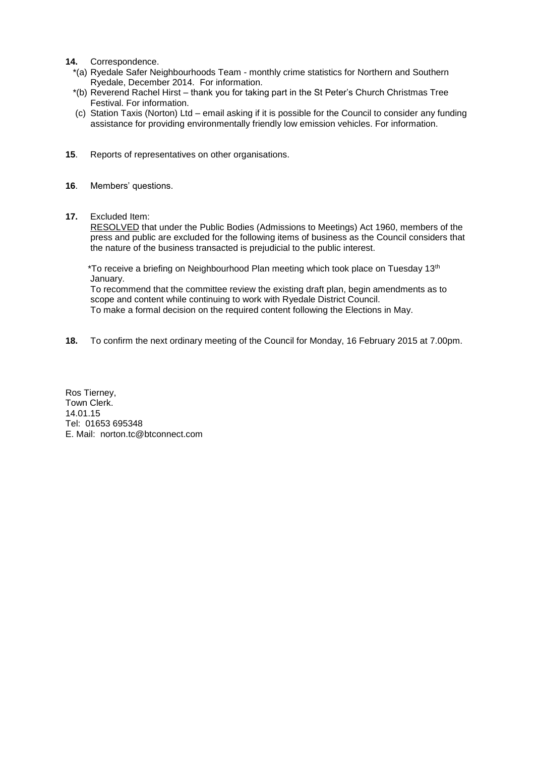**14.** Correspondence.

*(a) Ryedale Safer Neighbourhoods Team - monthly crime statistics for Northern and Southern Ryedale, December 2014. For information.

*(b) Reverend Rachel Hirst – thank you for taking part in the St Peter's Church Christmas Tree Festival. For information.

(c) Station Taxis (Norton) Ltd – email asking if it is possible for the Council to consider any funding assistance for providing environmentally friendly low emission vehicles. For information.

**15**. Reports of representatives on other organisations.

**16**. Members' questions.

**17.** Excluded Item:

RESOLVED that under the Public Bodies (Admissions to Meetings) Act 1960, members of the press and public are excluded for the following items of business as the Council considers that the nature of the business transacted is prejudicial to the public interest.

*To receive a briefing on Neighbourhood Plan meeting which took place on Tuesday 13th January.

To recommend that the committee review the existing draft plan, begin amendments as to scope and content while continuing to work with Ryedale District Council.

To make a formal decision on the required content following the Elections in May.

**18.** To confirm the next ordinary meeting of the Council for Monday, 16 February 2015 at 7.00pm.

Ros Tierney,
Town Clerk.
14.01.15
Tel: 01653 695348
E. Mail: norton.tc@btconnect.com